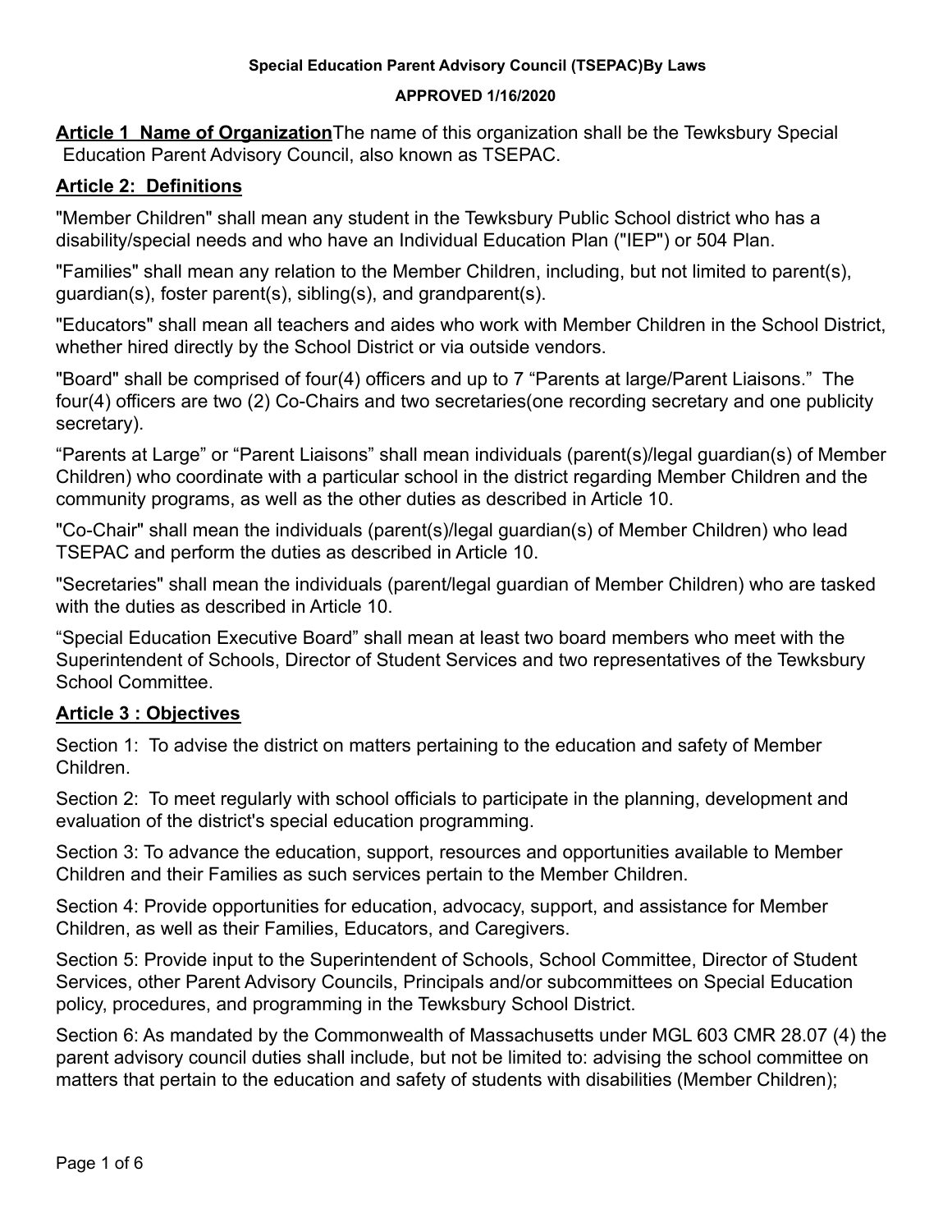**Special Education Parent Advisory Council (TSEPAC)By Laws**

**APPROVED 1/16/2020**

**Article 1 Name of Organization**The name of this organization shall be the Tewksbury Special Education Parent Advisory Council, also known as TSEPAC.

## Article 2: Definitions

"Member Children" shall mean any student in the Tewksbury Public School district who has a disability/special needs and who have an Individual Education Plan ("IEP") or 504 Plan.

"Families" shall mean any relation to the Member Children, including, but not limited to parent(s), guardian(s), foster parent(s), sibling(s), and grandparent(s).

"Educators" shall mean all teachers and aides who work with Member Children in the School District, whether hired directly by the School District or via outside vendors.

"Board" shall be comprised of four(4) officers and up to 7 "Parents at large/Parent Liaisons." The four(4) officers are two (2) Co-Chairs and two secretaries(one recording secretary and one publicity secretary).

"Parents at Large" or "Parent Liaisons" shall mean individuals (parent(s)/legal guardian(s) of Member Children) who coordinate with a particular school in the district regarding Member Children and the community programs, as well as the other duties as described in Article 10.

"Co-Chair" shall mean the individuals (parent(s)/legal guardian(s) of Member Children) who lead TSEPAC and perform the duties as described in Article 10.

"Secretaries" shall mean the individuals (parent/legal guardian of Member Children) who are tasked with the duties as described in Article 10.

"Special Education Executive Board" shall mean at least two board members who meet with the Superintendent of Schools, Director of Student Services and two representatives of the Tewksbury School Committee.

## Article 3 : Objectives

Section 1: To advise the district on matters pertaining to the education and safety of Member Children.

Section 2: To meet regularly with school officials to participate in the planning, development and evaluation of the district's special education programming.

Section 3: To advance the education, support, resources and opportunities available to Member Children and their Families as such services pertain to the Member Children.

Section 4: Provide opportunities for education, advocacy, support, and assistance for Member Children, as well as their Families, Educators, and Caregivers.

Section 5: Provide input to the Superintendent of Schools, School Committee, Director of Student Services, other Parent Advisory Councils, Principals and/or subcommittees on Special Education policy, procedures, and programming in the Tewksbury School District.

Section 6: As mandated by the Commonwealth of Massachusetts under MGL 603 CMR 28.07 (4) the parent advisory council duties shall include, but not be limited to: advising the school committee on matters that pertain to the education and safety of students with disabilities (Member Children);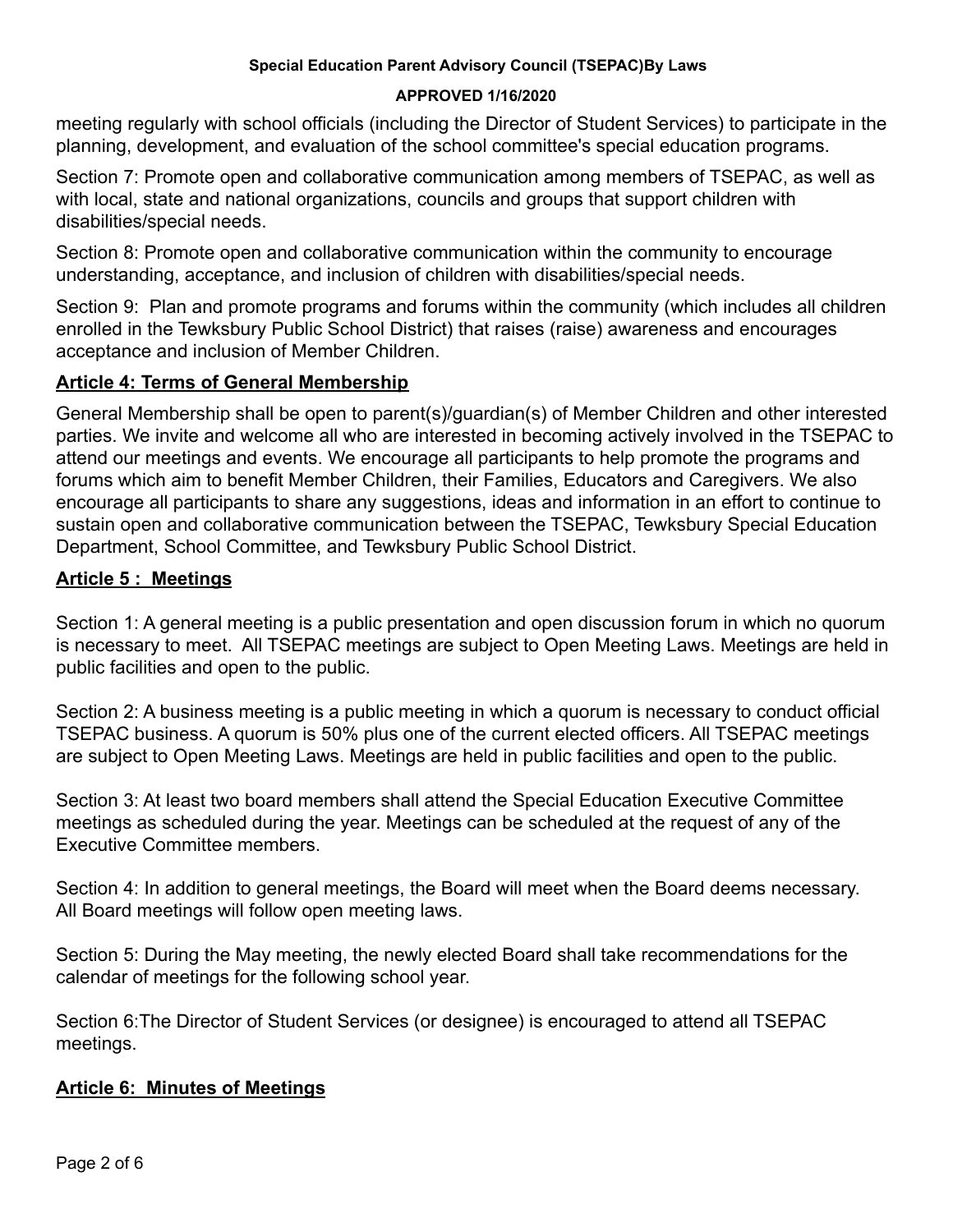meeting regularly with school officials (including the Director of Student Services) to participate in the planning, development, and evaluation of the school committee's special education programs.

Section 7: Promote open and collaborative communication among members of TSEPAC, as well as with local, state and national organizations, councils and groups that support children with disabilities/special needs.

Section 8: Promote open and collaborative communication within the community to encourage understanding, acceptance, and inclusion of children with disabilities/special needs.

Section 9: Plan and promote programs and forums within the community (which includes all children enrolled in the Tewksbury Public School District) that raises (raise) awareness and encourages acceptance and inclusion of Member Children.

## Article 4: Terms of General Membership

General Membership shall be open to parent(s)/guardian(s) of Member Children and other interested parties. We invite and welcome all who are interested in becoming actively involved in the TSEPAC to attend our meetings and events. We encourage all participants to help promote the programs and forums which aim to benefit Member Children, their Families, Educators and Caregivers. We also encourage all participants to share any suggestions, ideas and information in an effort to continue to sustain open and collaborative communication between the TSEPAC, Tewksbury Special Education Department, School Committee, and Tewksbury Public School District.

## Article 5 : Meetings

Section 1: A general meeting is a public presentation and open discussion forum in which no quorum is necessary to meet. All TSEPAC meetings are subject to Open Meeting Laws. Meetings are held in public facilities and open to the public.

Section 2: A business meeting is a public meeting in which a quorum is necessary to conduct official TSEPAC business. A quorum is 50% plus one of the current elected officers. All TSEPAC meetings are subject to Open Meeting Laws. Meetings are held in public facilities and open to the public.

Section 3: At least two board members shall attend the Special Education Executive Committee meetings as scheduled during the year. Meetings can be scheduled at the request of any of the Executive Committee members.

Section 4: In addition to general meetings, the Board will meet when the Board deems necessary. All Board meetings will follow open meeting laws.

Section 5: During the May meeting, the newly elected Board shall take recommendations for the calendar of meetings for the following school year.

Section 6:The Director of Student Services (or designee) is encouraged to attend all TSEPAC meetings.

## Article 6: Minutes of Meetings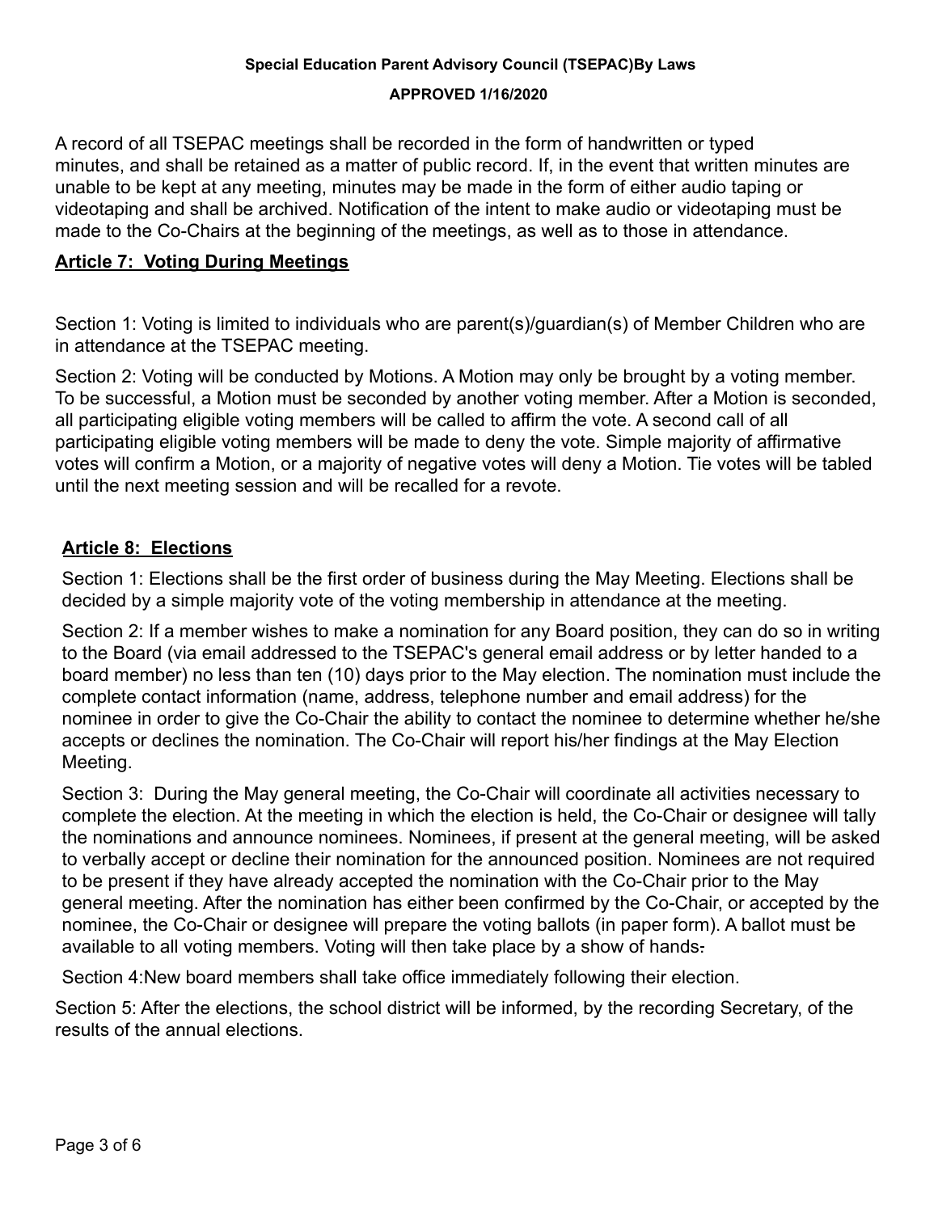A record of all TSEPAC meetings shall be recorded in the form of handwritten or typed minutes, and shall be retained as a matter of public record. If, in the event that written minutes are unable to be kept at any meeting, minutes may be made in the form of either audio taping or videotaping and shall be archived. Notification of the intent to make audio or videotaping must be made to the Co-Chairs at the beginning of the meetings, as well as to those in attendance.

## Article 7: Voting During Meetings

Section 1: Voting is limited to individuals who are parent(s)/guardian(s) of Member Children who are in attendance at the TSEPAC meeting.

Section 2: Voting will be conducted by Motions. A Motion may only be brought by a voting member. To be successful, a Motion must be seconded by another voting member. After a Motion is seconded, all participating eligible voting members will be called to affirm the vote. A second call of all participating eligible voting members will be made to deny the vote. Simple majority of affirmative votes will confirm a Motion, or a majority of negative votes will deny a Motion. Tie votes will be tabled until the next meeting session and will be recalled for a revote.

## Article 8: Elections

Section 1: Elections shall be the first order of business during the May Meeting. Elections shall be decided by a simple majority vote of the voting membership in attendance at the meeting.

Section 2: If a member wishes to make a nomination for any Board position, they can do so in writing to the Board (via email addressed to the TSEPAC's general email address or by letter handed to a board member) no less than ten (10) days prior to the May election. The nomination must include the complete contact information (name, address, telephone number and email address) for the nominee in order to give the Co-Chair the ability to contact the nominee to determine whether he/she accepts or declines the nomination. The Co-Chair will report his/her findings at the May Election Meeting.

Section 3: During the May general meeting, the Co-Chair will coordinate all activities necessary to complete the election. At the meeting in which the election is held, the Co-Chair or designee will tally the nominations and announce nominees. Nominees, if present at the general meeting, will be asked to verbally accept or decline their nomination for the announced position. Nominees are not required to be present if they have already accepted the nomination with the Co-Chair prior to the May general meeting. After the nomination has either been confirmed by the Co-Chair, or accepted by the nominee, the Co-Chair or designee will prepare the voting ballots (in paper form). A ballot must be available to all voting members. Voting will then take place by a show of hands.

Section 4:New board members shall take office immediately following their election.

Section 5: After the elections, the school district will be informed, by the recording Secretary, of the results of the annual elections.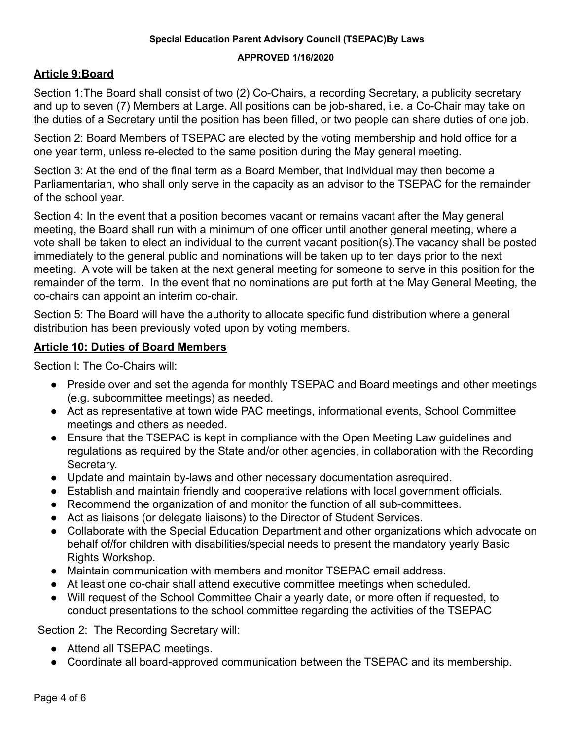**Special Education Parent Advisory Council (TSEPAC)By Laws**

**APPROVED 1/16/2020**

## Article 9:Board

Section 1:The Board shall consist of two (2) Co-Chairs, a recording Secretary, a publicity secretary and up to seven (7) Members at Large. All positions can be job-shared, i.e. a Co-Chair may take on the duties of a Secretary until the position has been filled, or two people can share duties of one job.

Section 2: Board Members of TSEPAC are elected by the voting membership and hold office for a one year term, unless re-elected to the same position during the May general meeting.

Section 3: At the end of the final term as a Board Member, that individual may then become a Parliamentarian, who shall only serve in the capacity as an advisor to the TSEPAC for the remainder of the school year.

Section 4: In the event that a position becomes vacant or remains vacant after the May general meeting, the Board shall run with a minimum of one officer until another general meeting, where a vote shall be taken to elect an individual to the current vacant position(s).The vacancy shall be posted immediately to the general public and nominations will be taken up to ten days prior to the next meeting. A vote will be taken at the next general meeting for someone to serve in this position for the remainder of the term. In the event that no nominations are put forth at the May General Meeting, the co-chairs can appoint an interim co-chair.

Section 5: The Board will have the authority to allocate specific fund distribution where a general distribution has been previously voted upon by voting members.

## Article 10: Duties of Board Members

Section l: The Co-Chairs will:

- Preside over and set the agenda for monthly TSEPAC and Board meetings and other meetings (e.g. subcommittee meetings) as needed.
- Act as representative at town wide PAC meetings, informational events, School Committee meetings and others as needed.
- Ensure that the TSEPAC is kept in compliance with the Open Meeting Law guidelines and regulations as required by the State and/or other agencies, in collaboration with the Recording Secretary.
- Update and maintain by-laws and other necessary documentation asrequired.
- Establish and maintain friendly and cooperative relations with local government officials.
- Recommend the organization of and monitor the function of all sub-committees.
- Act as liaisons (or delegate liaisons) to the Director of Student Services.
- Collaborate with the Special Education Department and other organizations which advocate on behalf of/for children with disabilities/special needs to present the mandatory yearly Basic Rights Workshop.
- Maintain communication with members and monitor TSEPAC email address.
- At least one co-chair shall attend executive committee meetings when scheduled.
- Will request of the School Committee Chair a yearly date, or more often if requested, to conduct presentations to the school committee regarding the activities of the TSEPAC

Section 2: The Recording Secretary will:

- Attend all TSEPAC meetings.
- Coordinate all board-approved communication between the TSEPAC and its membership.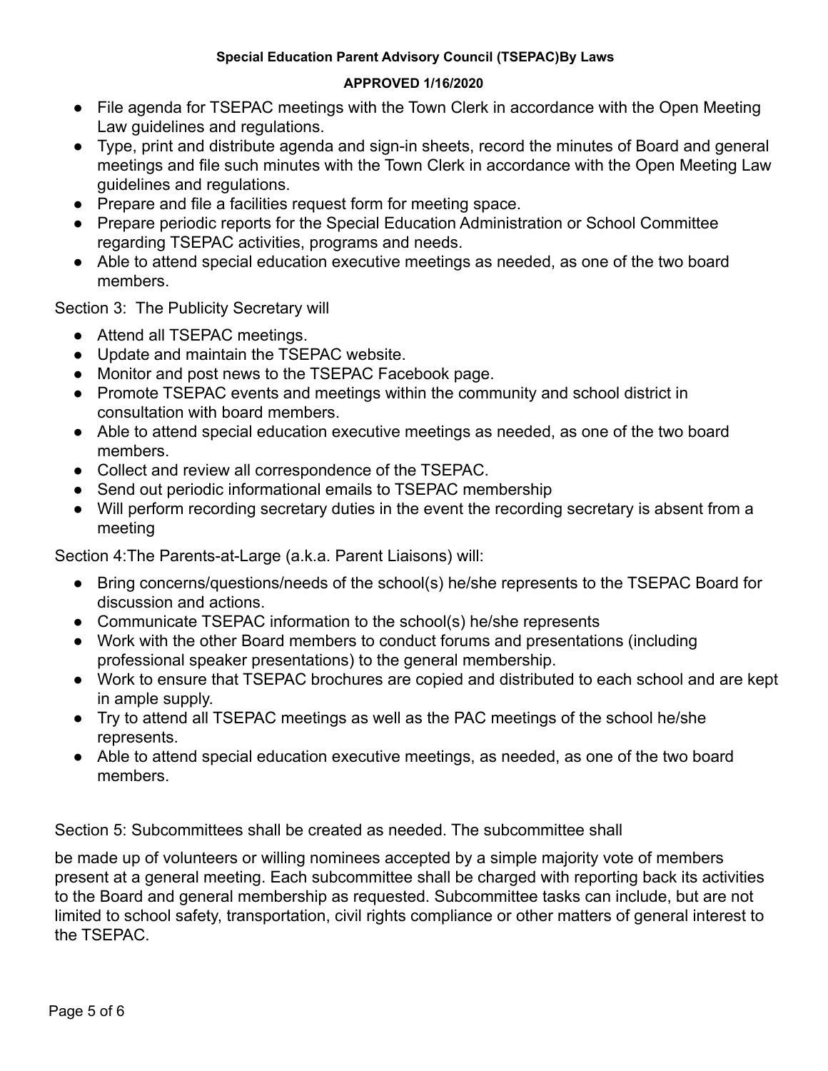- File agenda for TSEPAC meetings with the Town Clerk in accordance with the Open Meeting Law guidelines and regulations.
- Type, print and distribute agenda and sign-in sheets, record the minutes of Board and general meetings and file such minutes with the Town Clerk in accordance with the Open Meeting Law guidelines and regulations.
- Prepare and file a facilities request form for meeting space.
- Prepare periodic reports for the Special Education Administration or School Committee regarding TSEPAC activities, programs and needs.
- Able to attend special education executive meetings as needed, as one of the two board members.

Section 3: The Publicity Secretary will

- Attend all TSEPAC meetings.
- Update and maintain the TSEPAC website.
- Monitor and post news to the TSEPAC Facebook page.
- Promote TSEPAC events and meetings within the community and school district in consultation with board members.
- Able to attend special education executive meetings as needed, as one of the two board members.
- Collect and review all correspondence of the TSEPAC.
- Send out periodic informational emails to TSEPAC membership
- Will perform recording secretary duties in the event the recording secretary is absent from a meeting

Section 4:The Parents-at-Large (a.k.a. Parent Liaisons) will:

- Bring concerns/questions/needs of the school(s) he/she represents to the TSEPAC Board for discussion and actions.
- Communicate TSEPAC information to the school(s) he/she represents
- Work with the other Board members to conduct forums and presentations (including professional speaker presentations) to the general membership.
- Work to ensure that TSEPAC brochures are copied and distributed to each school and are kept in ample supply.
- Try to attend all TSEPAC meetings as well as the PAC meetings of the school he/she represents.
- Able to attend special education executive meetings, as needed, as one of the two board members.

Section 5: Subcommittees shall be created as needed. The subcommittee shall

be made up of volunteers or willing nominees accepted by a simple majority vote of members present at a general meeting. Each subcommittee shall be charged with reporting back its activities to the Board and general membership as requested. Subcommittee tasks can include, but are not limited to school safety, transportation, civil rights compliance or other matters of general interest to the TSEPAC.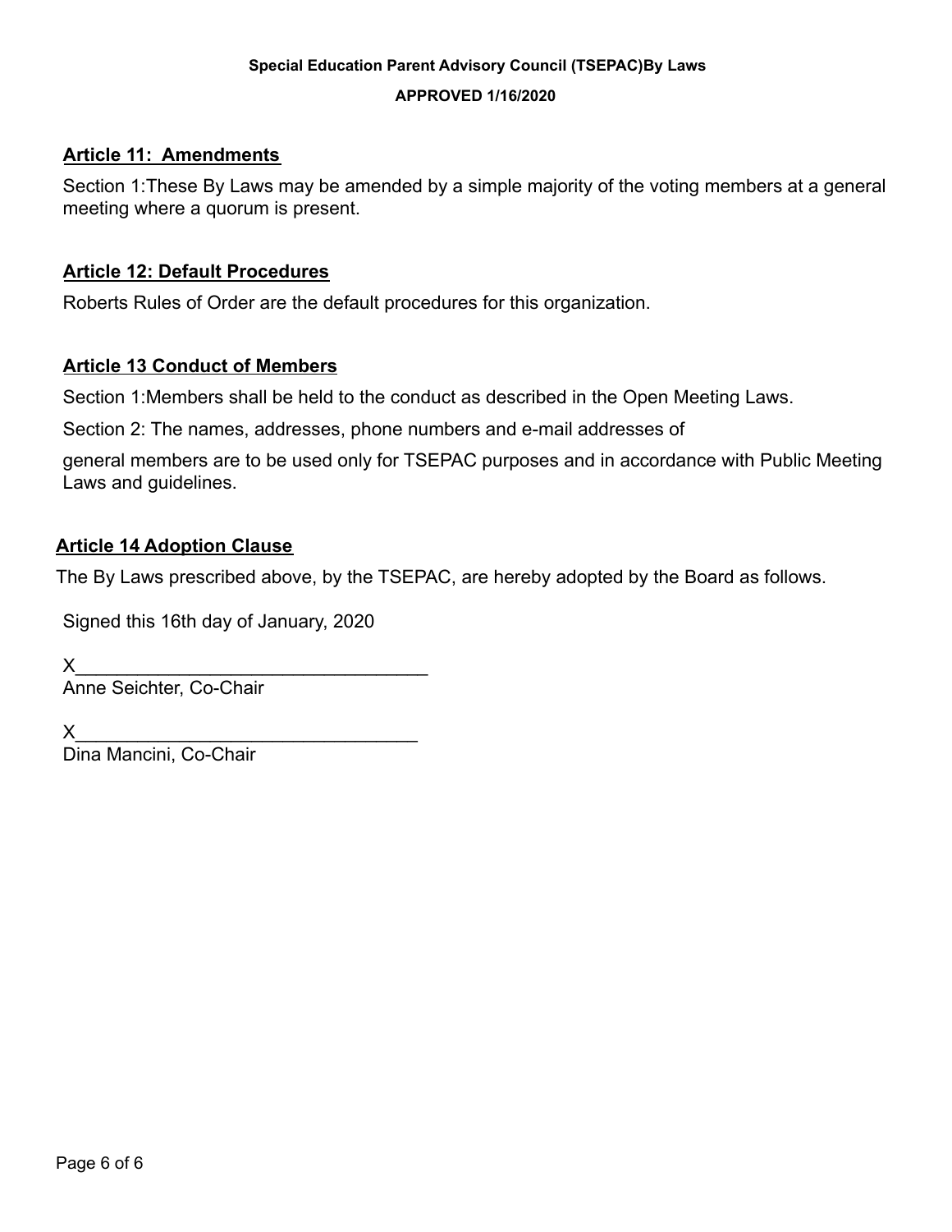## Article 11: Amendments

Section 1:These By Laws may be amended by a simple majority of the voting members at a general meeting where a quorum is present.

## Article 12: Default Procedures

Roberts Rules of Order are the default procedures for this organization.

## Article 13 Conduct of Members

Section 1:Members shall be held to the conduct as described in the Open Meeting Laws.

Section 2: The names, addresses, phone numbers and e-mail addresses of

general members are to be used only for TSEPAC purposes and in accordance with Public Meeting Laws and guidelines.

## Article 14 Adoption Clause

The By Laws prescribed above, by the TSEPAC, are hereby adopted by the Board as follows.

Signed this 16th day of January, 2020

X__________________________________
Anne Seichter, Co-Chair

X_________________________________
Dina Mancini, Co-Chair